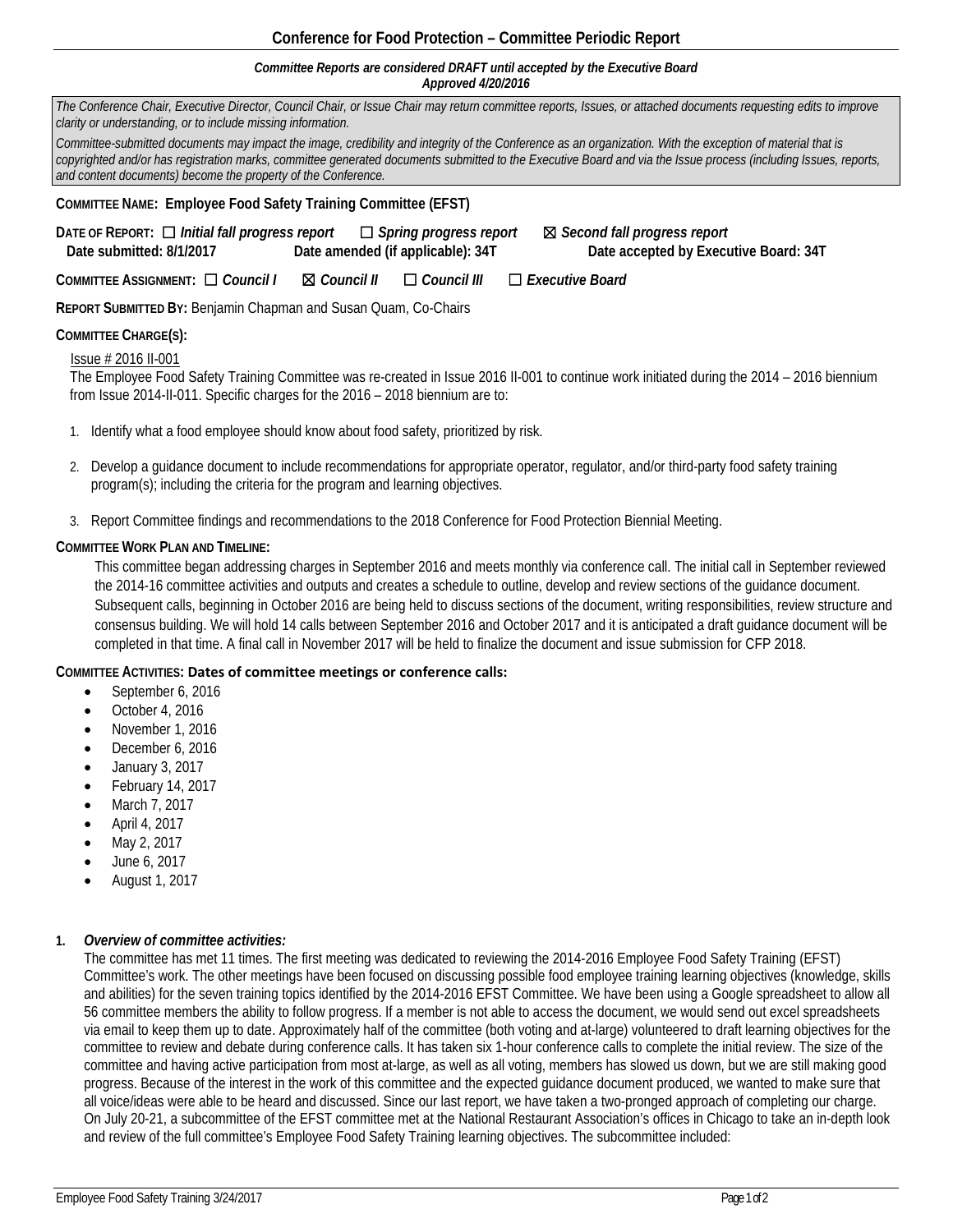# Conference for Food Protection – Committee Periodic Report

***Committee Reports are considered DRAFT until accepted by the Executive Board***
***Approved 4/20/2016***

*The Conference Chair, Executive Director, Council Chair, or Issue Chair may return committee reports, Issues, or attached documents requesting edits to improve clarity or understanding, or to include missing information.*

*Committee-submitted documents may impact the image, credibility and integrity of the Conference as an organization. With the exception of material that is copyrighted and/or has registration marks, committee generated documents submitted to the Executive Board and via the Issue process (including Issues, reports, and content documents) become the property of the Conference.*

**COMMITTEE NAME: Employee Food Safety Training Committee (EFST)**

**DATE OF REPORT:** ☐ ***Initial fall progress report*** ☐ ***Spring progress report*** ☒ ***Second fall progress report***
**Date submitted: 8/1/2017** **Date amended (if applicable): 34T** **Date accepted by Executive Board: 34T**

**COMMITTEE ASSIGNMENT:** ☐ ***Council I*** ☒ ***Council II*** ☐ ***Council III*** ☐ ***Executive Board***

**REPORT SUBMITTED BY:** Benjamin Chapman and Susan Quam, Co-Chairs

**COMMITTEE CHARGE(S):**

Issue # 2016 II-001
The Employee Food Safety Training Committee was re-created in Issue 2016 II-001 to continue work initiated during the 2014 – 2016 biennium from Issue 2014-II-011. Specific charges for the 2016 – 2018 biennium are to:

1. Identify what a food employee should know about food safety, prioritized by risk.
2. Develop a guidance document to include recommendations for appropriate operator, regulator, and/or third-party food safety training program(s); including the criteria for the program and learning objectives.
3. Report Committee findings and recommendations to the 2018 Conference for Food Protection Biennial Meeting.

**COMMITTEE WORK PLAN AND TIMELINE:**

This committee began addressing charges in September 2016 and meets monthly via conference call. The initial call in September reviewed the 2014-16 committee activities and outputs and creates a schedule to outline, develop and review sections of the guidance document. Subsequent calls, beginning in October 2016 are being held to discuss sections of the document, writing responsibilities, review structure and consensus building. We will hold 14 calls between September 2016 and October 2017 and it is anticipated a draft guidance document will be completed in that time. A final call in November 2017 will be held to finalize the document and issue submission for CFP 2018.

**COMMITTEE ACTIVITIES: Dates of committee meetings or conference calls:**

- September 6, 2016
- October 4, 2016
- November 1, 2016
- December 6, 2016
- January 3, 2017
- February 14, 2017
- March 7, 2017
- April 4, 2017
- May 2, 2017
- June 6, 2017
- August 1, 2017

**1. *Overview of committee activities:***

The committee has met 11 times. The first meeting was dedicated to reviewing the 2014-2016 Employee Food Safety Training (EFST) Committee's work. The other meetings have been focused on discussing possible food employee training learning objectives (knowledge, skills and abilities) for the seven training topics identified by the 2014-2016 EFST Committee. We have been using a Google spreadsheet to allow all 56 committee members the ability to follow progress. If a member is not able to access the document, we would send out excel spreadsheets via email to keep them up to date. Approximately half of the committee (both voting and at-large) volunteered to draft learning objectives for the committee to review and debate during conference calls. It has taken six 1-hour conference calls to complete the initial review. The size of the committee and having active participation from most at-large, as well as all voting, members has slowed us down, but we are still making good progress. Because of the interest in the work of this committee and the expected guidance document produced, we wanted to make sure that all voice/ideas were able to be heard and discussed. Since our last report, we have taken a two-pronged approach of completing our charge. On July 20-21, a subcommittee of the EFST committee met at the National Restaurant Association's offices in Chicago to take an in-depth look and review of the full committee's Employee Food Safety Training learning objectives. The subcommittee included: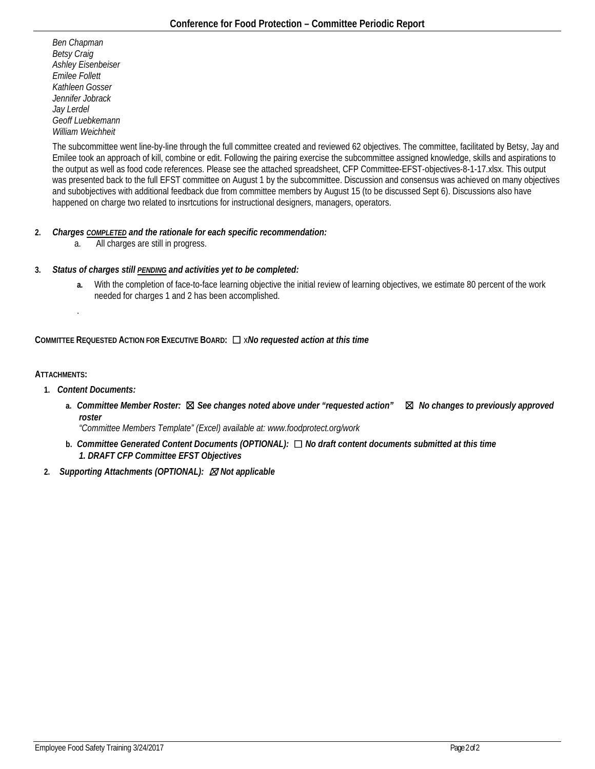*Ben Chapman*
*Betsy Craig*
*Ashley Eisenbeiser*
*Emilee Follett*
*Kathleen Gosser*
*Jennifer Jobrack*
*Jay Lerdel*
*Geoff Luebkemann*
*William Weichheit*

The subcommittee went line-by-line through the full committee created and reviewed 62 objectives. The committee, facilitated by Betsy, Jay and Emilee took an approach of kill, combine or edit. Following the pairing exercise the subcommittee assigned knowledge, skills and aspirations to the output as well as food code references. Please see the attached spreadsheet, CFP Committee-EFST-objectives-8-1-17.xlsx. This output was presented back to the full EFST committee on August 1 by the subcommittee. Discussion and consensus was achieved on many objectives and subobjectives with additional feedback due from committee members by August 15 (to be discussed Sept 6). Discussions also have happened on charge two related to insrtcutions for instructional designers, managers, operators.

2. ***Charges COMPLETED and the rationale for each specific recommendation:***
   a. All charges are still in progress.

3. ***Status of charges still PENDING and activities yet to be completed:***
   a. With the completion of face-to-face learning objective the initial review of learning objectives, we estimate 80 percent of the work needed for charges 1 and 2 has been accomplished.

   .

**COMMITTEE REQUESTED ACTION FOR EXECUTIVE BOARD:** ☐ x***No requested action at this time***

**ATTACHMENTS:**

1. ***Content Documents:***
   a. ***Committee Member Roster:*** ☒ ***See changes noted above under "requested action"*** ☒ ***No changes to previously approved roster***
      *"Committee Members Template" (Excel) available at: www.foodprotect.org/work*
   b. ***Committee Generated Content Documents (OPTIONAL):*** ☐ ***No draft content documents submitted at this time***
      ***1. DRAFT CFP Committee EFST Objectives***
2. ***Supporting Attachments (OPTIONAL):*** ☒ ***Not applicable***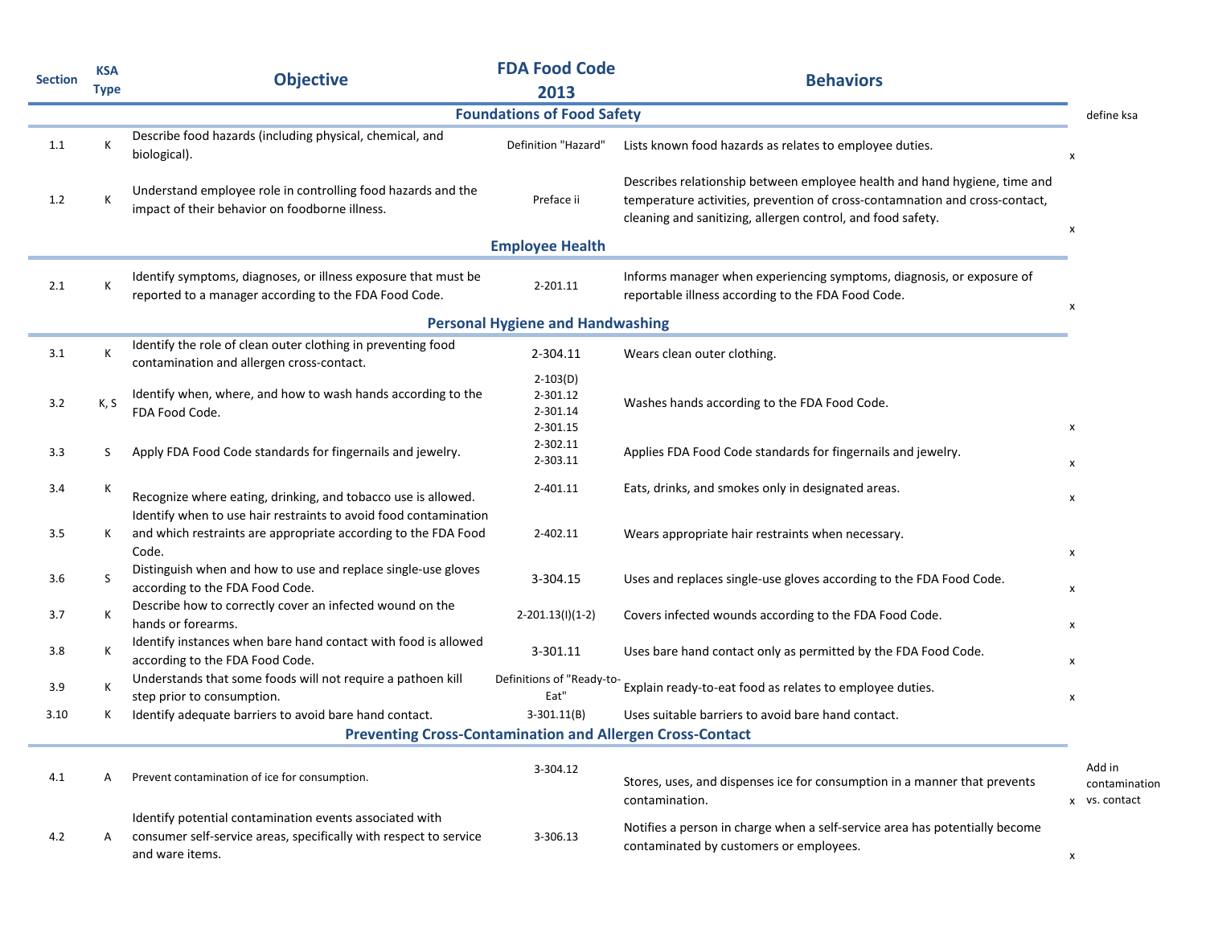| Section | KSA Type | Objective | FDA Food Code 2013 | Behaviors | | |
|---|---|---|---|---|---|---|
| **Foundations of Food Safety** | | | | | | define ksa |
| 1.1 | K | Describe food hazards (including physical, chemical, and biological). | Definition "Hazard" | Lists known food hazards as relates to employee duties. | x | |
| 1.2 | K | Understand employee role in controlling food hazards and the impact of their behavior on foodborne illness. | Preface ii | Describes relationship between employee health and hand hygiene, time and temperature activities, prevention of cross-contamnation and cross-contact, cleaning and sanitizing, allergen control, and food safety. | x | |
| **Employee Health** | | | | | | |
| 2.1 | K | Identify symptoms, diagnoses, or illness exposure that must be reported to a manager according to the FDA Food Code. | 2-201.11 | Informs manager when experiencing symptoms, diagnosis, or exposure of reportable illness according to the FDA Food Code. | x | |
| **Personal Hygiene and Handwashing** | | | | | | |
| 3.1 | K | Identify the role of clean outer clothing in preventing food contamination and allergen cross-contact. | 2-304.11 | Wears clean outer clothing. | | |
| 3.2 | K, S | Identify when, where, and how to wash hands according to the FDA Food Code. | 2-103(D) 2-301.12 2-301.14 2-301.15 | Washes hands according to the FDA Food Code. | x | |
| 3.3 | S | Apply FDA Food Code standards for fingernails and jewelry. | 2-302.11 2-303.11 | Applies FDA Food Code standards for fingernails and jewelry. | x | |
| 3.4 | K | Recognize where eating, drinking, and tobacco use is allowed. | 2-401.11 | Eats, drinks, and smokes only in designated areas. | x | |
| 3.5 | K | Identify when to use hair restraints to avoid food contamination and which restraints are appropriate according to the FDA Food Code. | 2-402.11 | Wears appropriate hair restraints when necessary. | x | |
| 3.6 | S | Distinguish when and how to use and replace single-use gloves according to the FDA Food Code. | 3-304.15 | Uses and replaces single-use gloves according to the FDA Food Code. | x | |
| 3.7 | K | Describe how to correctly cover an infected wound on the hands or forearms. | 2-201.13(I)(1-2) | Covers infected wounds according to the FDA Food Code. | x | |
| 3.8 | K | Identify instances when bare hand contact with food is allowed according to the FDA Food Code. | 3-301.11 | Uses bare hand contact only as permitted by the FDA Food Code. | x | |
| 3.9 | K | Understands that some foods will not require a pathoen kill step prior to consumption. | Definitions of "Ready-to-Eat" | Explain ready-to-eat food as relates to employee duties. | x | |
| 3.10 | K | Identify adequate barriers to avoid bare hand contact. | 3-301.11(B) | Uses suitable barriers to avoid bare hand contact. | | |
| **Preventing Cross-Contamination and Allergen Cross-Contact** | | | | | | |
| 4.1 | A | Prevent contamination of ice for consumption. | 3-304.12 | Stores, uses, and dispenses ice for consumption in a manner that prevents contamination. | x | Add in contamination vs. contact |
| 4.2 | A | Identify potential contamination events associated with consumer self-service areas, specifically with respect to service and ware items. | 3-306.13 | Notifies a person in charge when a self-service area has potentially become contaminated by customers or employees. | x | |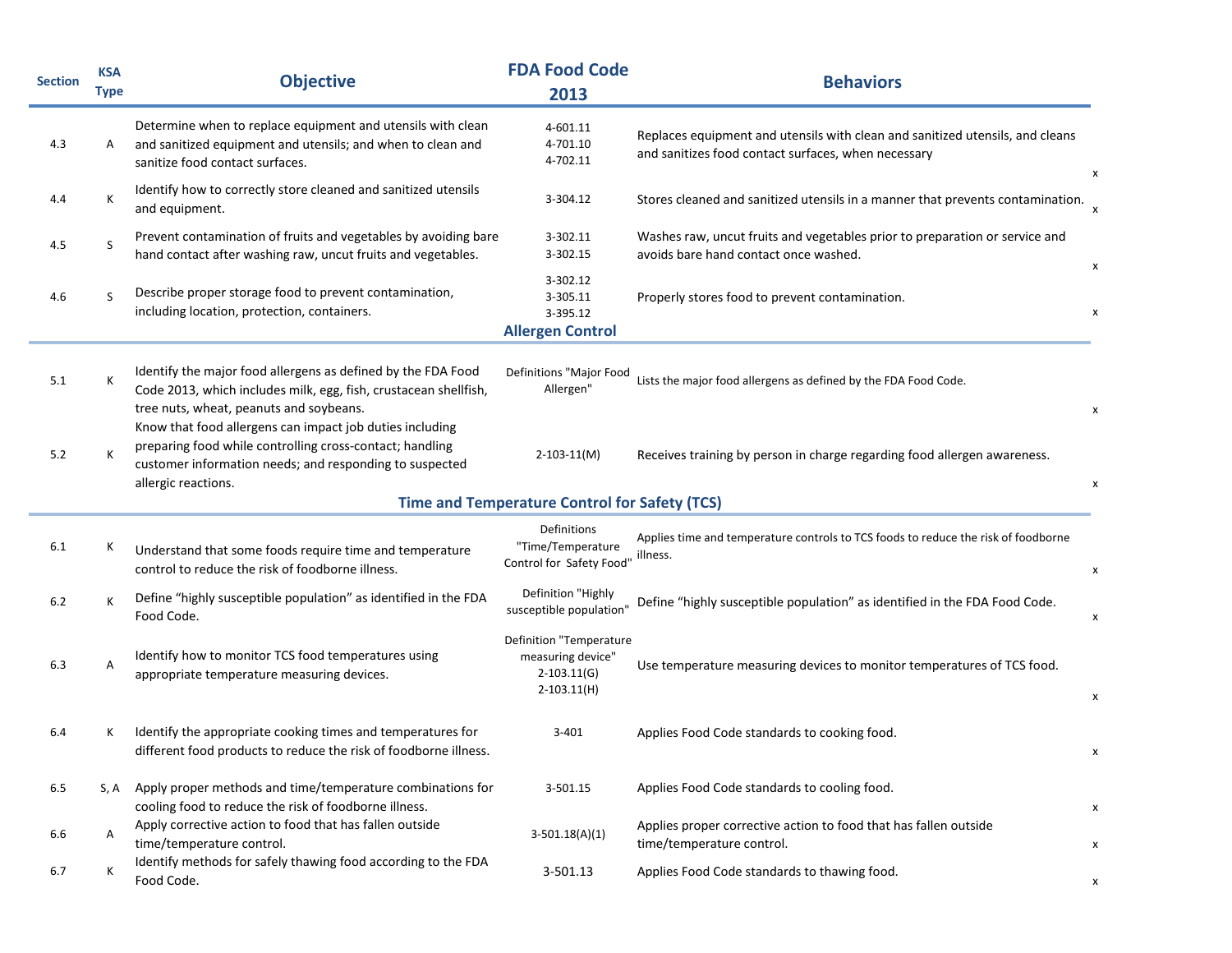| Section | KSA Type | Objective | FDA Food Code 2013 | Behaviors | |
|---|---|---|---|---|---|
| 4.3 | A | Determine when to replace equipment and utensils with clean and sanitized equipment and utensils; and when to clean and sanitize food contact surfaces. | 4-601.11<br>4-701.10<br>4-702.11 | Replaces equipment and utensils with clean and sanitized utensils, and cleans and sanitizes food contact surfaces, when necessary | x |
| 4.4 | K | Identify how to correctly store cleaned and sanitized utensils and equipment. | 3-304.12 | Stores cleaned and sanitized utensils in a manner that prevents contamination. | x |
| 4.5 | S | Prevent contamination of fruits and vegetables by avoiding bare hand contact after washing raw, uncut fruits and vegetables. | 3-302.11<br>3-302.15 | Washes raw, uncut fruits and vegetables prior to preparation or service and avoids bare hand contact once washed. | x |
| 4.6 | S | Describe proper storage food to prevent contamination, including location, protection, containers. | 3-302.12<br>3-305.11<br>3-395.12 | Properly stores food to prevent contamination. | x |
| | | | **Allergen Control** | | |
| 5.1 | K | Identify the major food allergens as defined by the FDA Food Code 2013, which includes milk, egg, fish, crustacean shellfish, tree nuts, wheat, peanuts and soybeans. | Definitions "Major Food Allergen" | Lists the major food allergens as defined by the FDA Food Code. | x |
| 5.2 | K | Know that food allergens can impact job duties including preparing food while controlling cross-contact; handling customer information needs; and responding to suspected allergic reactions. | 2-103-11(M) | Receives training by person in charge regarding food allergen awareness. | x |
| | | | **Time and Temperature Control for Safety (TCS)** | | |
| 6.1 | K | Understand that some foods require time and temperature control to reduce the risk of foodborne illness. | Definitions "Time/Temperature Control for Safety Food" | Applies time and temperature controls to TCS foods to reduce the risk of foodborne illness. | x |
| 6.2 | K | Define "highly susceptible population" as identified in the FDA Food Code. | Definition "Highly susceptible population" | Define "highly susceptible population" as identified in the FDA Food Code. | x |
| 6.3 | A | Identify how to monitor TCS food temperatures using appropriate temperature measuring devices. | Definition "Temperature measuring device"<br>2-103.11(G)<br>2-103.11(H) | Use temperature measuring devices to monitor temperatures of TCS food. | x |
| 6.4 | K | Identify the appropriate cooking times and temperatures for different food products to reduce the risk of foodborne illness. | 3-401 | Applies Food Code standards to cooking food. | x |
| 6.5 | S, A | Apply proper methods and time/temperature combinations for cooling food to reduce the risk of foodborne illness. | 3-501.15 | Applies Food Code standards to cooling food. | x |
| 6.6 | A | Apply corrective action to food that has fallen outside time/temperature control. | 3-501.18(A)(1) | Applies proper corrective action to food that has fallen outside time/temperature control. | x |
| 6.7 | K | Identify methods for safely thawing food according to the FDA Food Code. | 3-501.13 | Applies Food Code standards to thawing food. | x |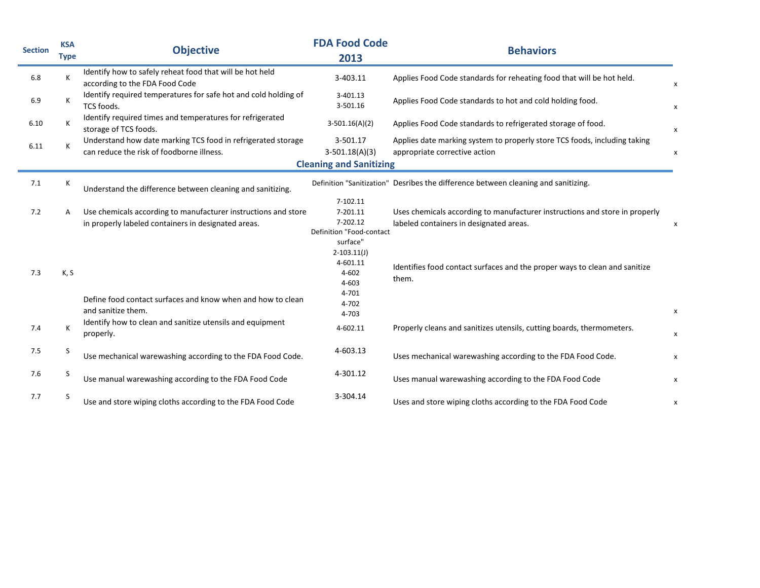| Section | KSA Type | Objective | FDA Food Code 2013 | Behaviors | |
|---|---|---|---|---|---|
| 6.8 | K | Identify how to safely reheat food that will be hot held according to the FDA Food Code | 3-403.11 | Applies Food Code standards for reheating food that will be hot held. | x |
| 6.9 | K | Identify required temperatures for safe hot and cold holding of TCS foods. | 3-401.13<br>3-501.16 | Applies Food Code standards to hot and cold holding food. | x |
| 6.10 | K | Identify required times and temperatures for refrigerated storage of TCS foods. | 3-501.16(A)(2) | Applies Food Code standards to refrigerated storage of food. | x |
| 6.11 | K | Understand how date marking TCS food in refrigerated storage can reduce the risk of foodborne illness. | 3-501.17<br>3-501.18(A)(3) | Applies date marking system to properly store TCS foods, including taking appropriate corrective action | x |
| | | | **Cleaning and Sanitizing** | | |
| 7.1 | K | Understand the difference between cleaning and sanitizing. | Definition "Sanitization" | Desribes the difference between cleaning and sanitizing. | |
| 7.2 | A | Use chemicals according to manufacturer instructions and store in properly labeled containers in designated areas. | 7-102.11<br>7-201.11<br>7-202.12 | Uses chemicals according to manufacturer instructions and store in properly labeled containers in designated areas. | x |
| 7.3 | K, S | Define food contact surfaces and know when and how to clean and sanitize them. | Definition "Food-contact surface"<br>2-103.11(J)<br>4-601.11<br>4-602<br>4-603<br>4-701<br>4-702<br>4-703 | Identifies food contact surfaces and the proper ways to clean and sanitize them. | x |
| 7.4 | K | Identify how to clean and sanitize utensils and equipment properly. | 4-602.11 | Properly cleans and sanitizes utensils, cutting boards, thermometers. | x |
| 7.5 | S | Use mechanical warewashing according to the FDA Food Code. | 4-603.13 | Uses mechanical warewashing according to the FDA Food Code. | x |
| 7.6 | S | Use manual warewashing according to the FDA Food Code | 4-301.12 | Uses manual warewashing according to the FDA Food Code | x |
| 7.7 | S | Use and store wiping cloths according to the FDA Food Code | 3-304.14 | Uses and store wiping cloths according to the FDA Food Code | x |